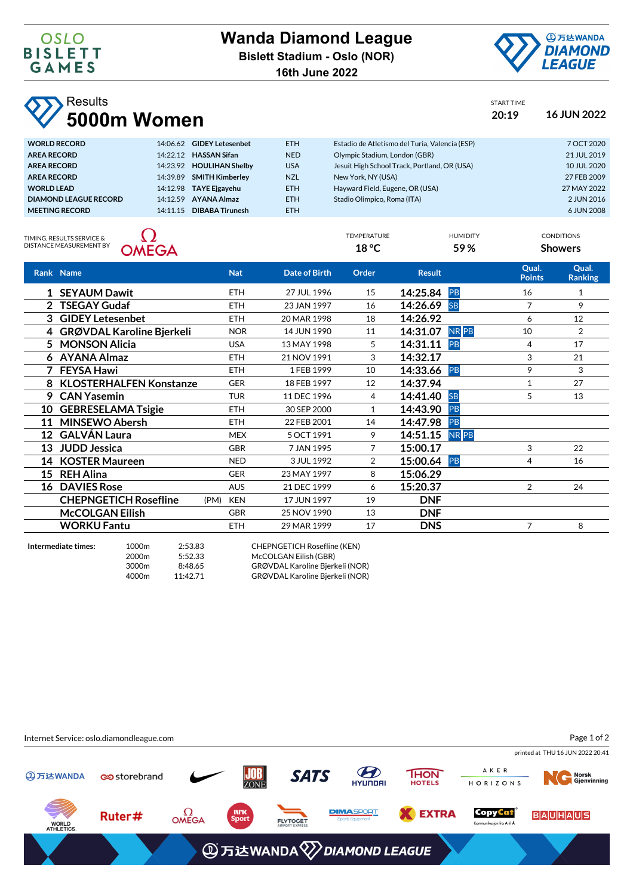# Wanda Diamond League

**Bislett Stadium - Oslo (NOR)**
**16th June 2022**

## Results

# 5000m Women

START TIME **20:19** **16 JUN 2022**

| | | | | | |
|---|---|---|---|---|---|
| **WORLD RECORD** | 14:06.62 | **GIDEY Letesenbet** | ETH | Estadio de Atletismo del Turia, Valencia (ESP) | 7 OCT 2020 |
| **AREA RECORD** | 14:22.12 | **HASSAN Sifan** | NED | Olympic Stadium, London (GBR) | 21 JUL 2019 |
| **AREA RECORD** | 14:23.92 | **HOULIHAN Shelby** | USA | Jesuit High School Track, Portland, OR (USA) | 10 JUL 2020 |
| **AREA RECORD** | 14:39.89 | **SMITH Kimberley** | NZL | New York, NY (USA) | 27 FEB 2009 |
| **WORLD LEAD** | 14:12.98 | **TAYE Ejgayehu** | ETH | Hayward Field, Eugene, OR (USA) | 27 MAY 2022 |
| **DIAMOND LEAGUE RECORD** | 14:12.59 | **AYANA Almaz** | ETH | Stadio Olimpico, Roma (ITA) | 2 JUN 2016 |
| **MEETING RECORD** | 14:11.15 | **DIBABA Tirunesh** | ETH | | 6 JUN 2008 |

TIMING, RESULTS SERVICE & DISTANCE MEASUREMENT BY OMEGA

TEMPERATURE **18 °C** HUMIDITY **59 %** CONDITIONS **Showers**

| Rank | Name | Nat | Date of Birth | Order | Result | | Qual. Points | Qual. Ranking |
|---|---|---|---|---|---|---|---|---|
| 1 | **SEYAUM Dawit** | ETH | 27 JUL 1996 | 15 | **14:25.84** | PB | 16 | 1 |
| 2 | **TSEGAY Gudaf** | ETH | 23 JAN 1997 | 16 | **14:26.69** | SB | 7 | 9 |
| 3 | **GIDEY Letesenbet** | ETH | 20 MAR 1998 | 18 | **14:26.92** | | 6 | 12 |
| 4 | **GRØVDAL Karoline Bjerkeli** | NOR | 14 JUN 1990 | 11 | **14:31.07** | NR PB | 10 | 2 |
| 5 | **MONSON Alicia** | USA | 13 MAY 1998 | 5 | **14:31.11** | PB | 4 | 17 |
| 6 | **AYANA Almaz** | ETH | 21 NOV 1991 | 3 | **14:32.17** | | 3 | 21 |
| 7 | **FEYSA Hawi** | ETH | 1 FEB 1999 | 10 | **14:33.66** | PB | 9 | 3 |
| 8 | **KLOSTERHALFEN Konstanze** | GER | 18 FEB 1997 | 12 | **14:37.94** | | 1 | 27 |
| 9 | **CAN Yasemin** | TUR | 11 DEC 1996 | 4 | **14:41.40** | SB | 5 | 13 |
| 10 | **GEBRESELAMA Tsigie** | ETH | 30 SEP 2000 | 1 | **14:43.90** | PB | | |
| 11 | **MINSEWO Abersh** | ETH | 22 FEB 2001 | 14 | **14:47.98** | PB | | |
| 12 | **GALVÁN Laura** | MEX | 5 OCT 1991 | 9 | **14:51.15** | NR PB | | |
| 13 | **JUDD Jessica** | GBR | 7 JAN 1995 | 7 | **15:00.17** | | 3 | 22 |
| 14 | **KOSTER Maureen** | NED | 3 JUL 1992 | 2 | **15:00.64** | PB | 4 | 16 |
| 15 | **REH Alina** | GER | 23 MAY 1997 | 8 | **15:06.29** | | | |
| 16 | **DAVIES Rose** | AUS | 21 DEC 1999 | 6 | **15:20.37** | | 2 | 24 |
| | **CHEPNGETICH Roseline** (PM) | KEN | 17 JUN 1997 | 19 | **DNF** | | | |
| | **McCOLGAN Eilish** | GBR | 25 NOV 1990 | 13 | **DNF** | | | |
| | **WORKU Fantu** | ETH | 29 MAR 1999 | 17 | **DNS** | | 7 | 8 |

**Intermediate times:**

| | | |
|---|---|---|
| 1000m | 2:53.83 | CHEPNGETICH Roseline (KEN) |
| 2000m | 5:52.33 | McCOLGAN Eilish (GBR) |
| 3000m | 8:48.65 | GRØVDAL Karoline Bjerkeli (NOR) |
| 4000m | 11:42.71 | GRØVDAL Karoline Bjerkeli (NOR) |

Internet Service: oslo.diamondleague.com

printed at THU 16 JUN 2022 20:41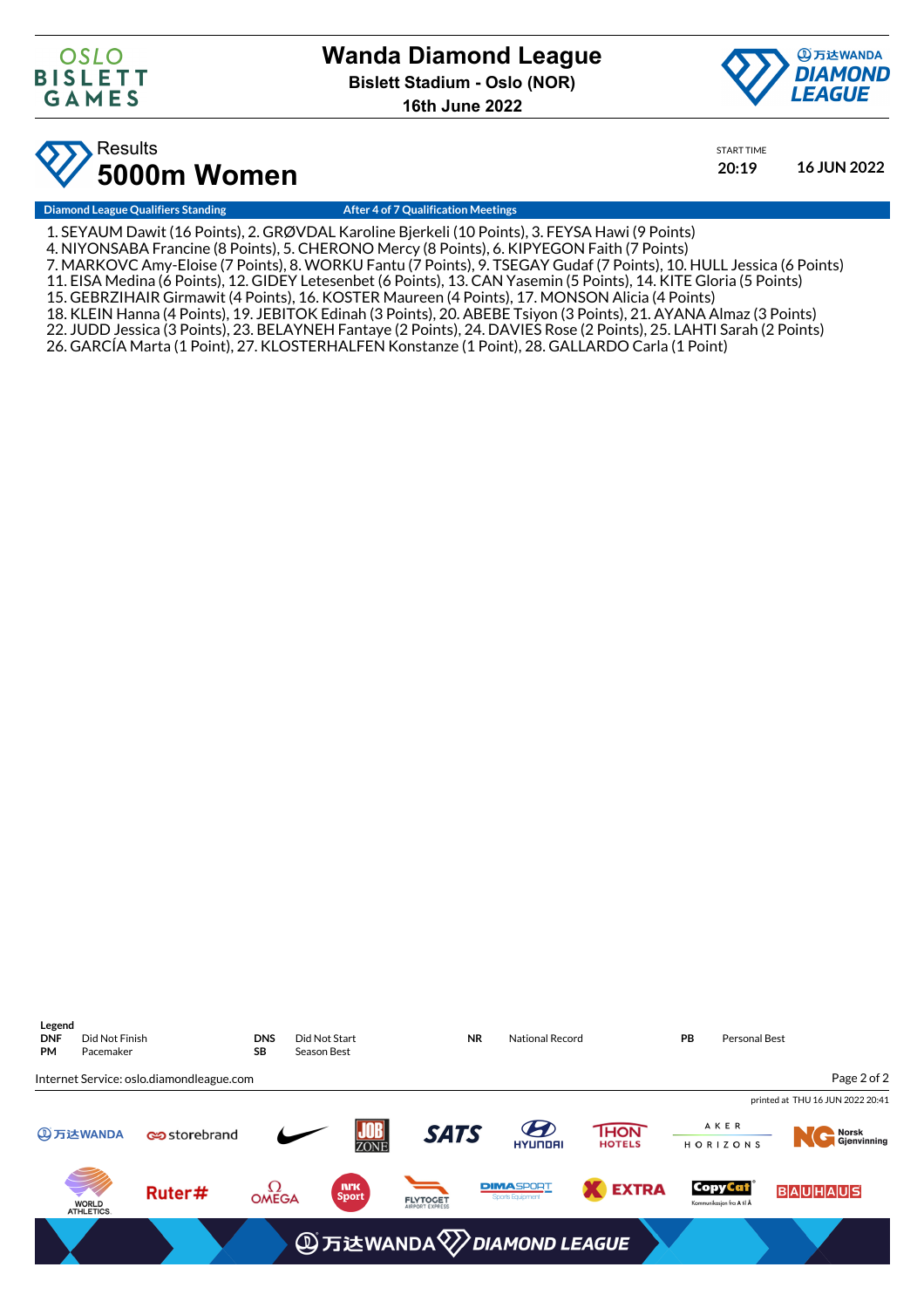# Wanda Diamond League

**Bislett Stadium - Oslo (NOR)**

**16th June 2022**

Results

# 5000m Women

START TIME **20:19** **16 JUN 2022**

**Diamond League Qualifiers Standing** **After 4 of 7 Qualification Meetings**

1. SEYAUM Dawit (16 Points), 2. GRØVDAL Karoline Bjerkeli (10 Points), 3. FEYSA Hawi (9 Points)
4. NIYONSABA Francine (8 Points), 5. CHERONO Mercy (8 Points), 6. KIPYEGON Faith (7 Points)
7. MARKOVC Amy-Eloise (7 Points), 8. WORKU Fantu (7 Points), 9. TSEGAY Gudaf (7 Points), 10. HULL Jessica (6 Points)
11. EISA Medina (6 Points), 12. GIDEY Letesenbet (6 Points), 13. CAN Yasemin (5 Points), 14. KITE Gloria (5 Points)
15. GEBRZIHAIR Girmawit (4 Points), 16. KOSTER Maureen (4 Points), 17. MONSON Alicia (4 Points)
18. KLEIN Hanna (4 Points), 19. JEBITOK Edinah (3 Points), 20. ABEBE Tsiyon (3 Points), 21. AYANA Almaz (3 Points)
22. JUDD Jessica (3 Points), 23. BELAYNEH Fantaye (2 Points), 24. DAVIES Rose (2 Points), 25. LAHTI Sarah (2 Points)
26. GARCÍA Marta (1 Point), 27. KLOSTERHALFEN Konstanze (1 Point), 28. GALLARDO Carla (1 Point)

**Legend**

| | | | | | | | |
|---|---|---|---|---|---|---|---|
| **DNF** | Did Not Finish | **DNS** | Did Not Start | **NR** | National Record | **PB** | Personal Best |
| **PM** | Pacemaker | **SB** | Season Best | | | | |

Internet Service: oslo.diamondleague.com

printed at THU 16 JUN 2022 20:41